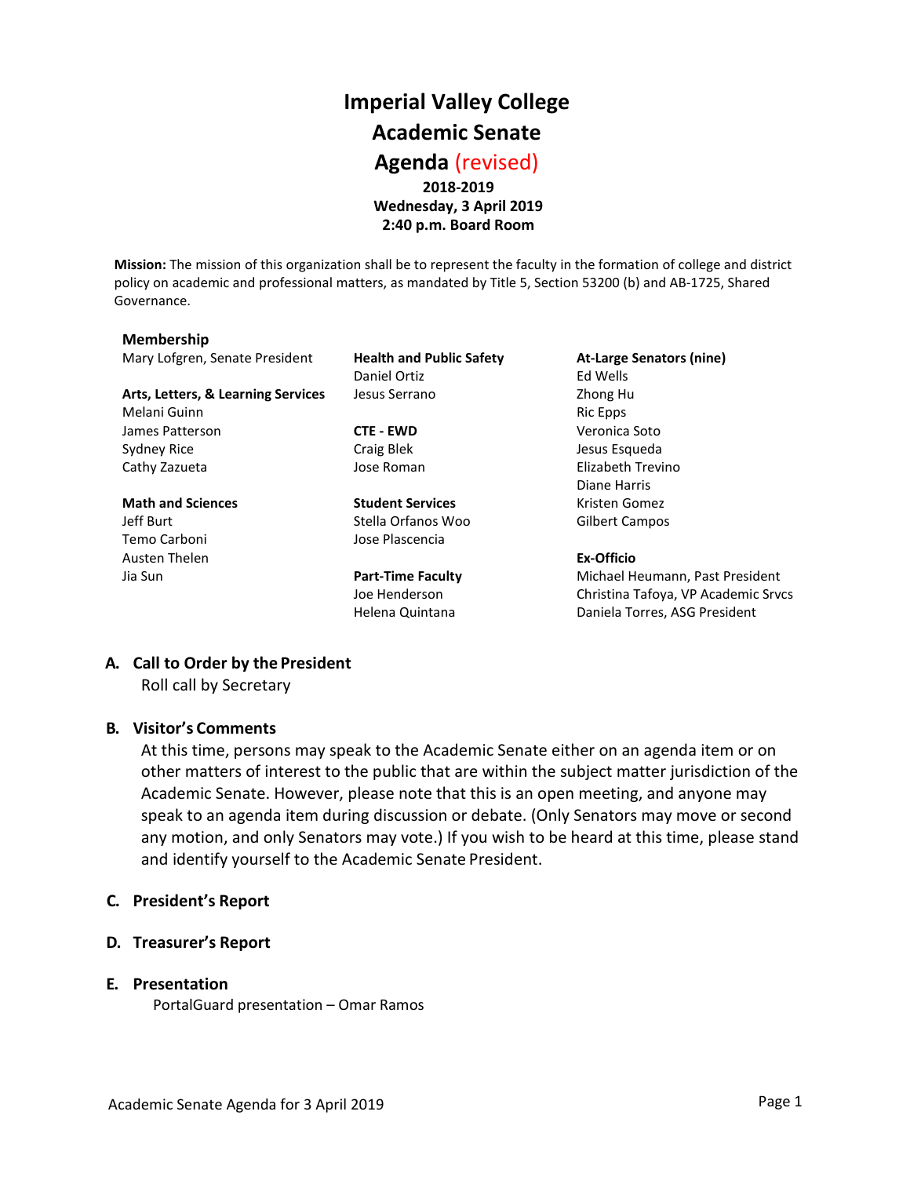# Imperial Valley College
# Academic Senate
# Agenda (revised)

**2018-2019**
**Wednesday, 3 April 2019**
**2:40 p.m. Board Room**

**Mission:** The mission of this organization shall be to represent the faculty in the formation of college and district policy on academic and professional matters, as mandated by Title 5, Section 53200 (b) and AB-1725, Shared Governance.

**Membership**

Mary Lofgren, Senate President

**Arts, Letters, & Learning Services**
Melani Guinn
James Patterson
Sydney Rice
Cathy Zazueta

**Math and Sciences**
Jeff Burt
Temo Carboni
Austen Thelen
Jia Sun

**Health and Public Safety**
Daniel Ortiz
Jesus Serrano

**CTE - EWD**
Craig Blek
Jose Roman

**Student Services**
Stella Orfanos Woo
Jose Plascencia

**Part-Time Faculty**
Joe Henderson
Helena Quintana

**At-Large Senators (nine)**
Ed Wells
Zhong Hu
Ric Epps
Veronica Soto
Jesus Esqueda
Elizabeth Trevino
Diane Harris
Kristen Gomez
Gilbert Campos

**Ex-Officio**
Michael Heumann, Past President
Christina Tafoya, VP Academic Srvcs
Daniela Torres, ASG President

## A. Call to Order by the President

Roll call by Secretary

## B. Visitor's Comments

At this time, persons may speak to the Academic Senate either on an agenda item or on other matters of interest to the public that are within the subject matter jurisdiction of the Academic Senate. However, please note that this is an open meeting, and anyone may speak to an agenda item during discussion or debate. (Only Senators may move or second any motion, and only Senators may vote.) If you wish to be heard at this time, please stand and identify yourself to the Academic Senate President.

## C. President's Report

## D. Treasurer's Report

## E. Presentation

PortalGuard presentation – Omar Ramos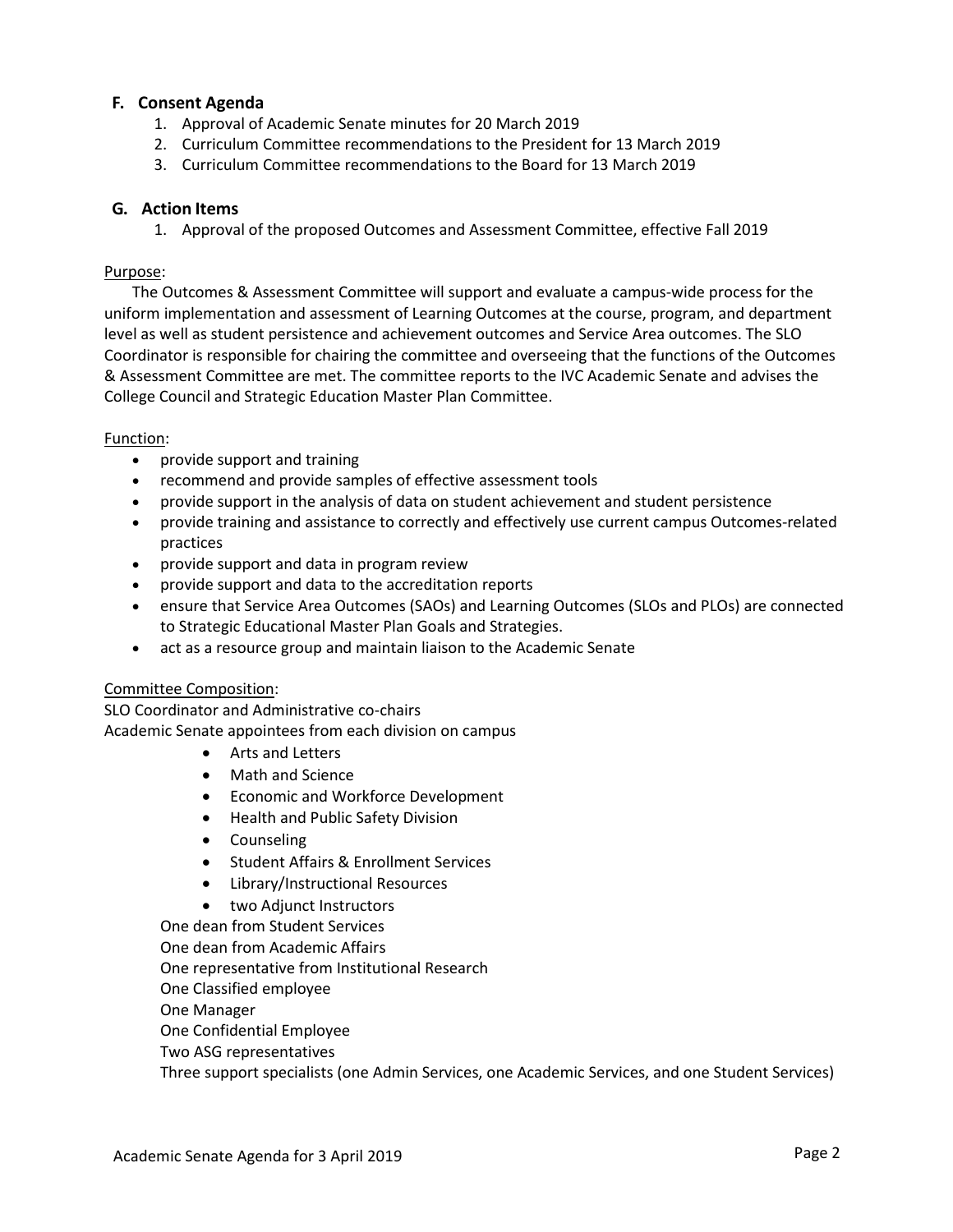## F. Consent Agenda

1. Approval of Academic Senate minutes for 20 March 2019
2. Curriculum Committee recommendations to the President for 13 March 2019
3. Curriculum Committee recommendations to the Board for 13 March 2019

## G. Action Items

1. Approval of the proposed Outcomes and Assessment Committee, effective Fall 2019

Purpose:

The Outcomes & Assessment Committee will support and evaluate a campus-wide process for the uniform implementation and assessment of Learning Outcomes at the course, program, and department level as well as student persistence and achievement outcomes and Service Area outcomes. The SLO Coordinator is responsible for chairing the committee and overseeing that the functions of the Outcomes & Assessment Committee are met. The committee reports to the IVC Academic Senate and advises the College Council and Strategic Education Master Plan Committee.

Function:

- provide support and training
- recommend and provide samples of effective assessment tools
- provide support in the analysis of data on student achievement and student persistence
- provide training and assistance to correctly and effectively use current campus Outcomes-related practices
- provide support and data in program review
- provide support and data to the accreditation reports
- ensure that Service Area Outcomes (SAOs) and Learning Outcomes (SLOs and PLOs) are connected to Strategic Educational Master Plan Goals and Strategies.
- act as a resource group and maintain liaison to the Academic Senate

Committee Composition:

SLO Coordinator and Administrative co-chairs

Academic Senate appointees from each division on campus

- Arts and Letters
- Math and Science
- Economic and Workforce Development
- Health and Public Safety Division
- Counseling
- Student Affairs & Enrollment Services
- Library/Instructional Resources
- two Adjunct Instructors

One dean from Student Services

One dean from Academic Affairs

One representative from Institutional Research

One Classified employee

One Manager

One Confidential Employee

Two ASG representatives

Three support specialists (one Admin Services, one Academic Services, and one Student Services)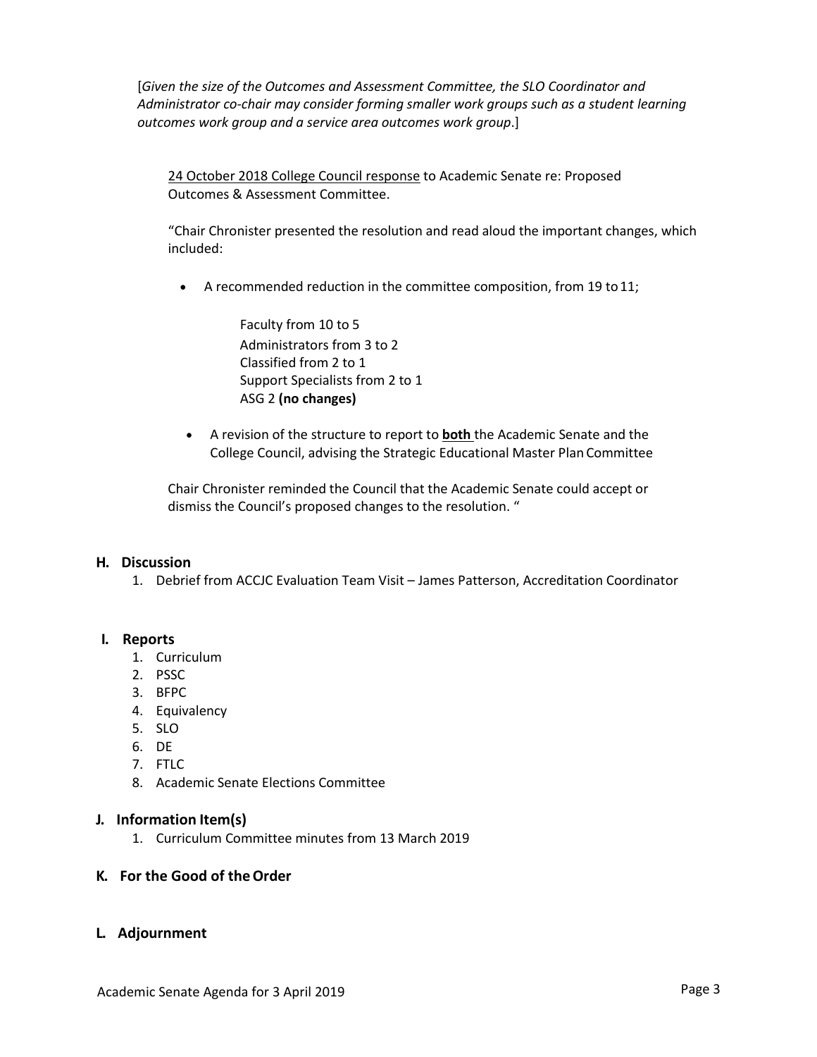[*Given the size of the Outcomes and Assessment Committee, the SLO Coordinator and Administrator co-chair may consider forming smaller work groups such as a student learning outcomes work group and a service area outcomes work group*.]

24 October 2018 College Council response to Academic Senate re: Proposed Outcomes & Assessment Committee.

"Chair Chronister presented the resolution and read aloud the important changes, which included:

- A recommended reduction in the committee composition, from 19 to 11;

  Faculty from 10 to 5
  Administrators from 3 to 2
  Classified from 2 to 1
  Support Specialists from 2 to 1
  ASG 2 **(no changes)**

- A revision of the structure to report to **both** the Academic Senate and the College Council, advising the Strategic Educational Master Plan Committee

Chair Chronister reminded the Council that the Academic Senate could accept or dismiss the Council's proposed changes to the resolution. "

## H. Discussion

1. Debrief from ACCJC Evaluation Team Visit – James Patterson, Accreditation Coordinator

## I. Reports

1. Curriculum
2. PSSC
3. BFPC
4. Equivalency
5. SLO
6. DE
7. FTLC
8. Academic Senate Elections Committee

## J. Information Item(s)

1. Curriculum Committee minutes from 13 March 2019

## K. For the Good of the Order

## L. Adjournment